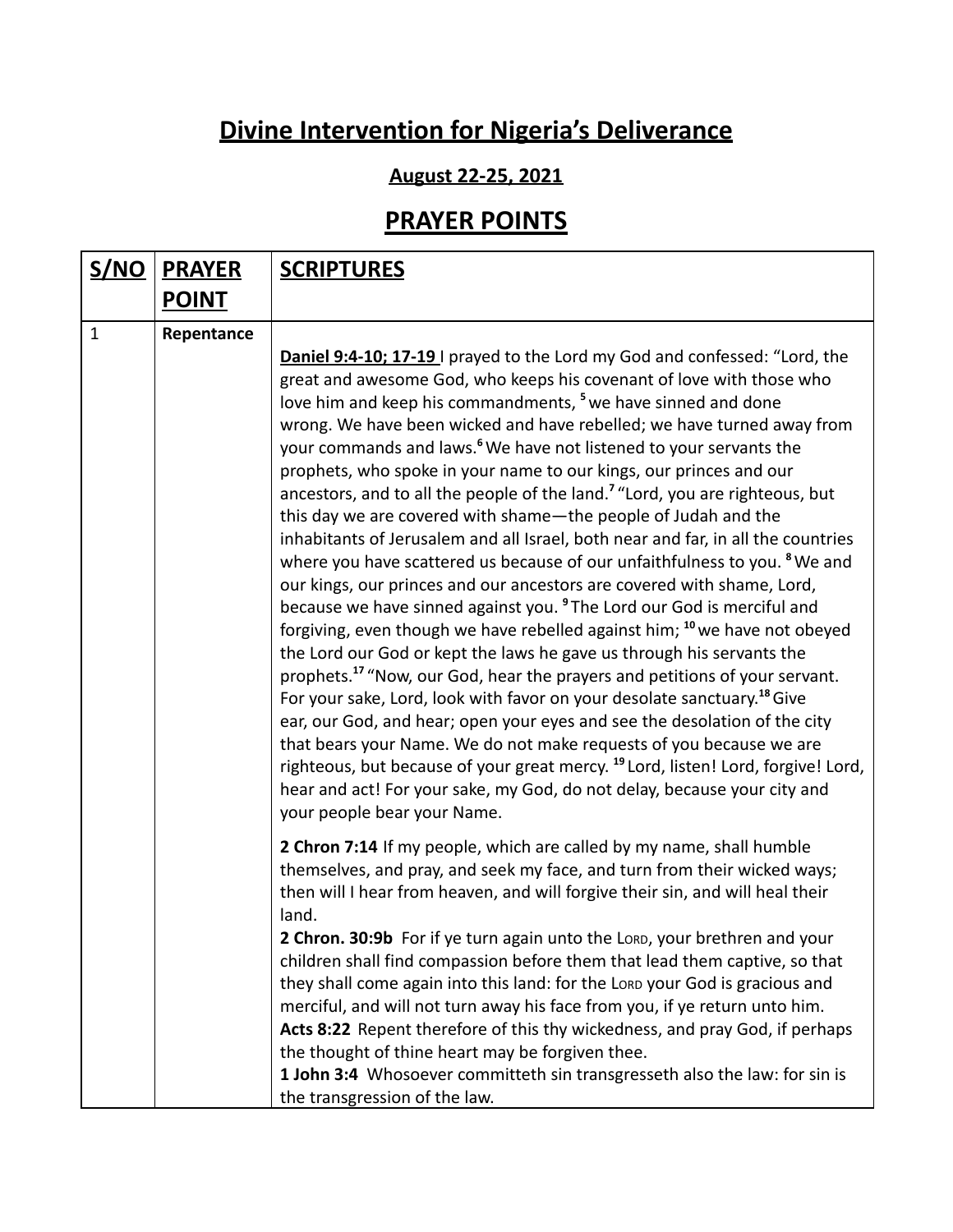# Divine Intervention for Nigeria's Deliverance

## August 22-25, 2021

## PRAYER POINTS

| S/NO | PRAYER POINT | SCRIPTURES |
|---|---|---|
| 1 | **Repentance** | **Daniel 9:4-10; 17-19** I prayed to the Lord my God and confessed: "Lord, the great and awesome God, who keeps his covenant of love with those who love him and keep his commandments, [5] we have sinned and done wrong. We have been wicked and have rebelled; we have turned away from your commands and laws.[6] We have not listened to your servants the prophets, who spoke in your name to our kings, our princes and our ancestors, and to all the people of the land.[7] "Lord, you are righteous, but this day we are covered with shame—the people of Judah and the inhabitants of Jerusalem and all Israel, both near and far, in all the countries where you have scattered us because of our unfaithfulness to you. [8] We and our kings, our princes and our ancestors are covered with shame, Lord, because we have sinned against you. [9] The Lord our God is merciful and forgiving, even though we have rebelled against him; [10] we have not obeyed the Lord our God or kept the laws he gave us through his servants the prophets.[17] "Now, our God, hear the prayers and petitions of your servant. For your sake, Lord, look with favor on your desolate sanctuary.[18] Give ear, our God, and hear; open your eyes and see the desolation of the city that bears your Name. We do not make requests of you because we are righteous, but because of your great mercy. [19] Lord, listen! Lord, forgive! Lord, hear and act! For your sake, my God, do not delay, because your city and your people bear your Name.<br><br>**2 Chron 7:14** If my people, which are called by my name, shall humble themselves, and pray, and seek my face, and turn from their wicked ways; then will I hear from heaven, and will forgive their sin, and will heal their land.<br>**2 Chron. 30:9b** For if ye turn again unto the LORD, your brethren and your children shall find compassion before them that lead them captive, so that they shall come again into this land: for the LORD your God is gracious and merciful, and will not turn away his face from you, if ye return unto him.<br>**Acts 8:22** Repent therefore of this thy wickedness, and pray God, if perhaps the thought of thine heart may be forgiven thee.<br>**1 John 3:4** Whosoever committeth sin transgresseth also the law: for sin is the transgression of the law. |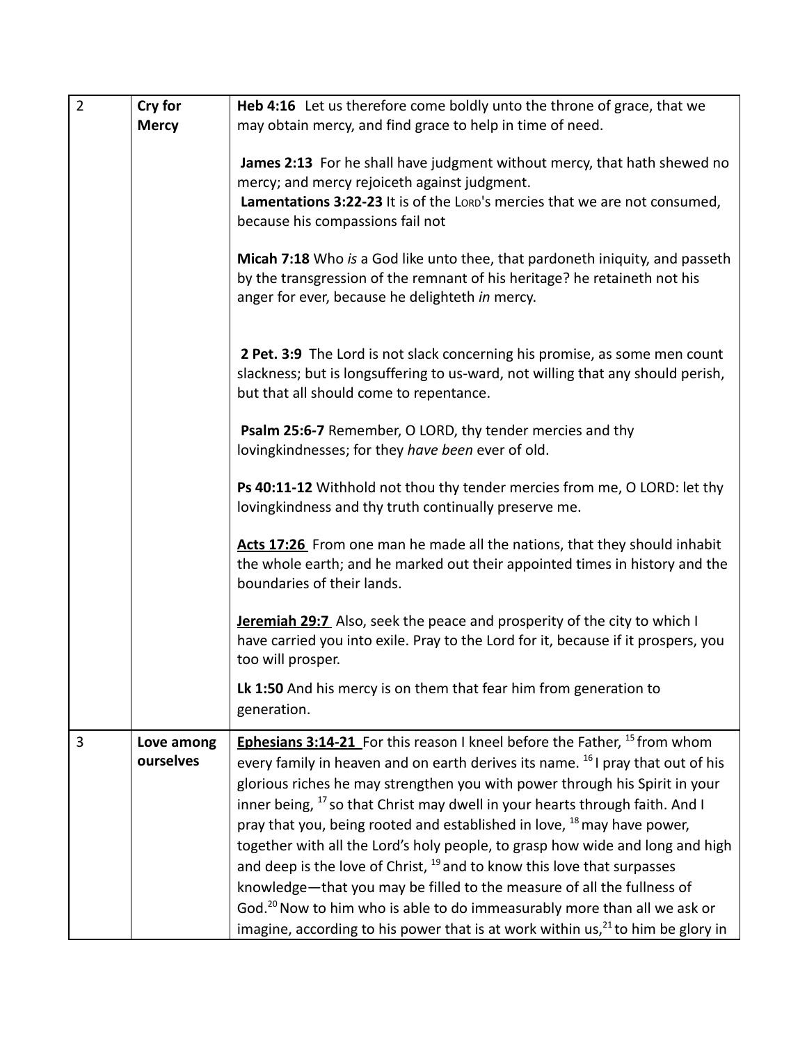| 2 | **Cry for Mercy** | **Heb 4:16** Let us therefore come boldly unto the throne of grace, that we may obtain mercy, and find grace to help in time of need.<br><br>**James 2:13** For he shall have judgment without mercy, that hath shewed no mercy; and mercy rejoiceth against judgment.<br>**Lamentations 3:22-23** It is of the LORD's mercies that we are not consumed, because his compassions fail not<br><br>**Micah 7:18** Who *is* a God like unto thee, that pardoneth iniquity, and passeth by the transgression of the remnant of his heritage? he retaineth not his anger for ever, because he delighteth *in* mercy.<br><br>**2 Pet. 3:9** The Lord is not slack concerning his promise, as some men count slackness; but is longsuffering to us-ward, not willing that any should perish, but that all should come to repentance.<br><br>**Psalm 25:6-7** Remember, O LORD, thy tender mercies and thy lovingkindnesses; for they *have been* ever of old.<br><br>**Ps 40:11-12** Withhold not thou thy tender mercies from me, O LORD: let thy lovingkindness and thy truth continually preserve me.<br><br>**Acts 17:26** From one man he made all the nations, that they should inhabit the whole earth; and he marked out their appointed times in history and the boundaries of their lands.<br><br>**Jeremiah 29:7** Also, seek the peace and prosperity of the city to which I have carried you into exile. Pray to the Lord for it, because if it prospers, you too will prosper.<br><br>**Lk 1:50** And his mercy is on them that fear him from generation to generation. |
|---|---|---|
| 3 | **Love among ourselves** | **Ephesians 3:14-21** For this reason I kneel before the Father, [15] from whom every family in heaven and on earth derives its name. [16] I pray that out of his glorious riches he may strengthen you with power through his Spirit in your inner being, [17] so that Christ may dwell in your hearts through faith. And I pray that you, being rooted and established in love, [18] may have power, together with all the Lord's holy people, to grasp how wide and long and high and deep is the love of Christ, [19] and to know this love that surpasses knowledge—that you may be filled to the measure of all the fullness of God.[20] Now to him who is able to do immeasurably more than all we ask or imagine, according to his power that is at work within us,[21] to him be glory in |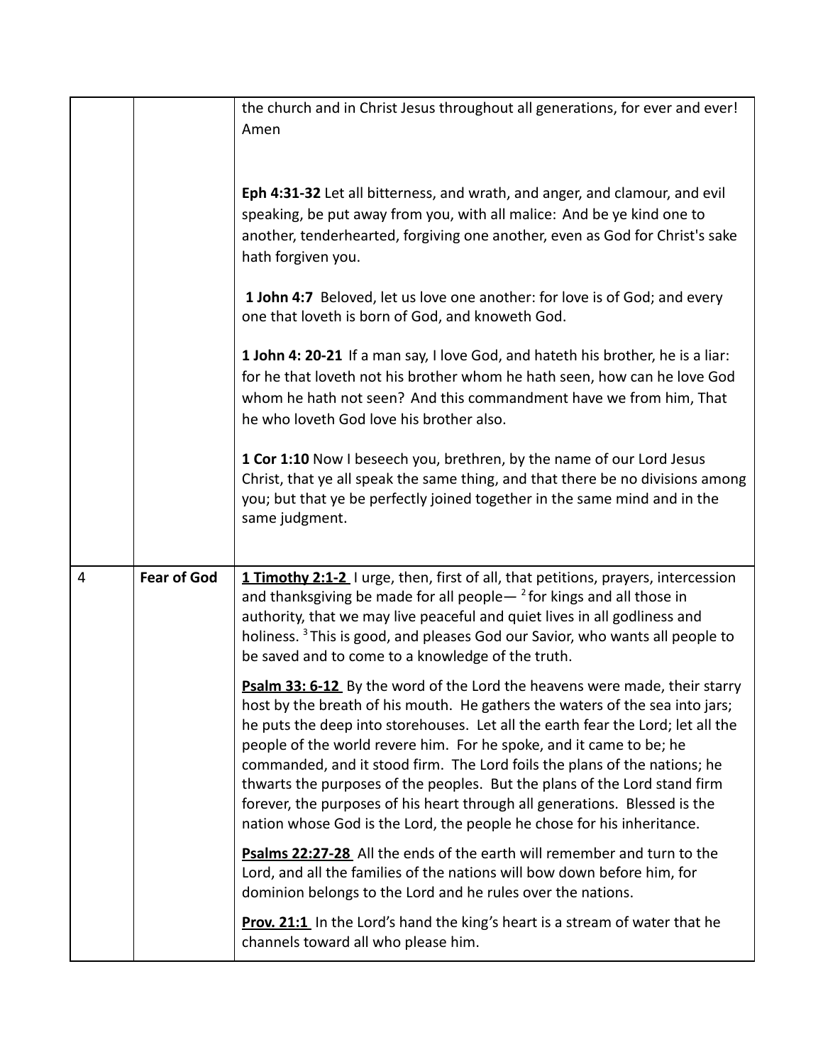|  |  |  |
|---|---|---|
|  |  | the church and in Christ Jesus throughout all generations, for ever and ever! Amen<br><br>**Eph 4:31-32** Let all bitterness, and wrath, and anger, and clamour, and evil speaking, be put away from you, with all malice: And be ye kind one to another, tenderhearted, forgiving one another, even as God for Christ's sake hath forgiven you.<br><br>**1 John 4:7** Beloved, let us love one another: for love is of God; and every one that loveth is born of God, and knoweth God.<br><br>**1 John 4: 20-21** If a man say, I love God, and hateth his brother, he is a liar: for he that loveth not his brother whom he hath seen, how can he love God whom he hath not seen? And this commandment have we from him, That he who loveth God love his brother also.<br><br>**1 Cor 1:10** Now I beseech you, brethren, by the name of our Lord Jesus Christ, that ye all speak the same thing, and that there be no divisions among you; but that ye be perfectly joined together in the same mind and in the same judgment. |
| 4 | **Fear of God** | **1 Timothy 2:1-2** I urge, then, first of all, that petitions, prayers, intercession and thanksgiving be made for all people— [2] for kings and all those in authority, that we may live peaceful and quiet lives in all godliness and holiness. [3] This is good, and pleases God our Savior, who wants all people to be saved and to come to a knowledge of the truth.<br><br>**Psalm 33: 6-12** By the word of the Lord the heavens were made, their starry host by the breath of his mouth. He gathers the waters of the sea into jars; he puts the deep into storehouses. Let all the earth fear the Lord; let all the people of the world revere him. For he spoke, and it came to be; he commanded, and it stood firm. The Lord foils the plans of the nations; he thwarts the purposes of the peoples. But the plans of the Lord stand firm forever, the purposes of his heart through all generations. Blessed is the nation whose God is the Lord, the people he chose for his inheritance.<br><br>**Psalms 22:27-28** All the ends of the earth will remember and turn to the Lord, and all the families of the nations will bow down before him, for dominion belongs to the Lord and he rules over the nations.<br><br>**Prov. 21:1** In the Lord's hand the king's heart is a stream of water that he channels toward all who please him. |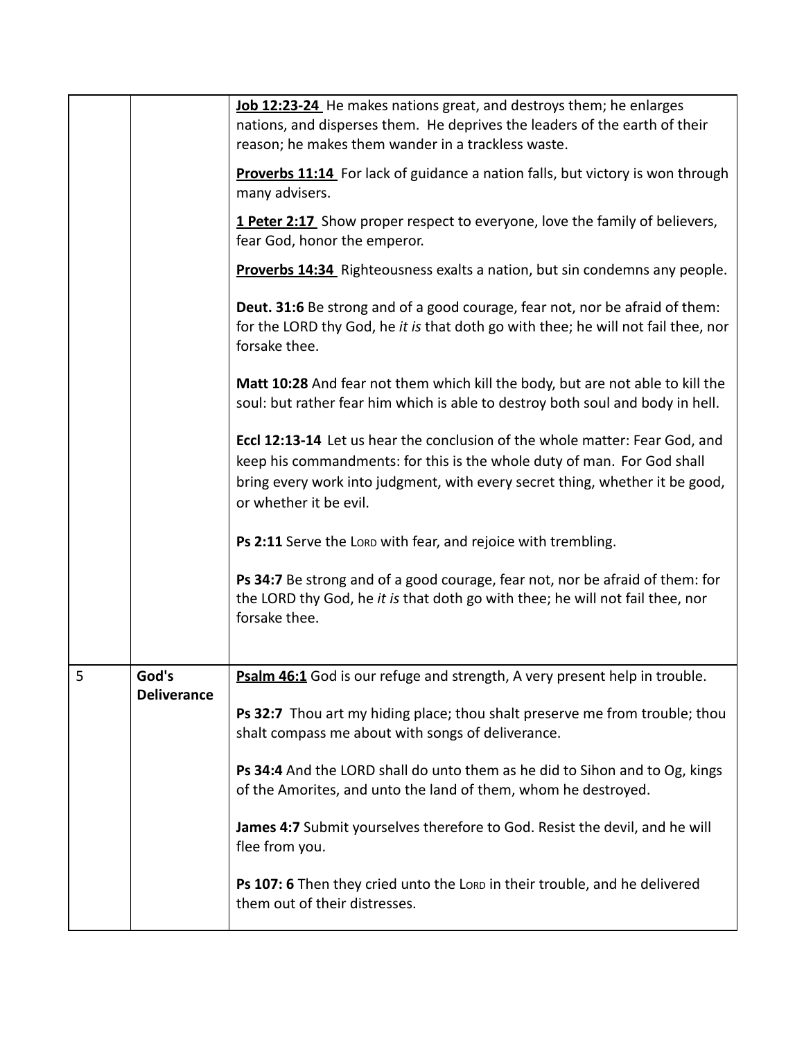| | | |
|---|---|---|
| | | **Job 12:23-24** He makes nations great, and destroys them; he enlarges nations, and disperses them. He deprives the leaders of the earth of their reason; he makes them wander in a trackless waste.<br><br>**Proverbs 11:14** For lack of guidance a nation falls, but victory is won through many advisers.<br><br>**1 Peter 2:17** Show proper respect to everyone, love the family of believers, fear God, honor the emperor.<br><br>**Proverbs 14:34** Righteousness exalts a nation, but sin condemns any people.<br><br>**Deut. 31:6** Be strong and of a good courage, fear not, nor be afraid of them: for the LORD thy God, he *it is* that doth go with thee; he will not fail thee, nor forsake thee.<br><br>**Matt 10:28** And fear not them which kill the body, but are not able to kill the soul: but rather fear him which is able to destroy both soul and body in hell.<br><br>**Eccl 12:13-14** Let us hear the conclusion of the whole matter: Fear God, and keep his commandments: for this is the whole duty of man. For God shall bring every work into judgment, with every secret thing, whether it be good, or whether it be evil.<br><br>**Ps 2:11** Serve the LORD with fear, and rejoice with trembling.<br><br>**Ps 34:7** Be strong and of a good courage, fear not, nor be afraid of them: for the LORD thy God, he *it is* that doth go with thee; he will not fail thee, nor forsake thee. |
| 5 | **God's Deliverance** | **Psalm 46:1** God is our refuge and strength, A very present help in trouble.<br><br>**Ps 32:7** Thou art my hiding place; thou shalt preserve me from trouble; thou shalt compass me about with songs of deliverance.<br><br>**Ps 34:4** And the LORD shall do unto them as he did to Sihon and to Og, kings of the Amorites, and unto the land of them, whom he destroyed.<br><br>**James 4:7** Submit yourselves therefore to God. Resist the devil, and he will flee from you.<br><br>**Ps 107: 6** Then they cried unto the LORD in their trouble, and he delivered them out of their distresses. |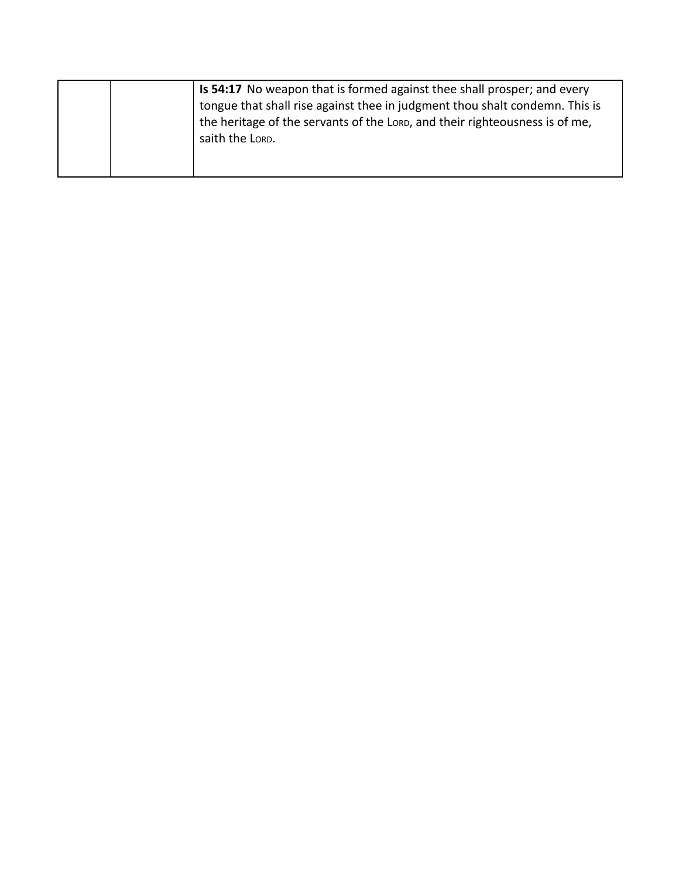| | | |
|---|---|---|
| | | **Is 54:17** No weapon that is formed against thee shall prosper; and every tongue that shall rise against thee in judgment thou shalt condemn. This is the heritage of the servants of the LORD, and their righteousness is of me, saith the LORD. |